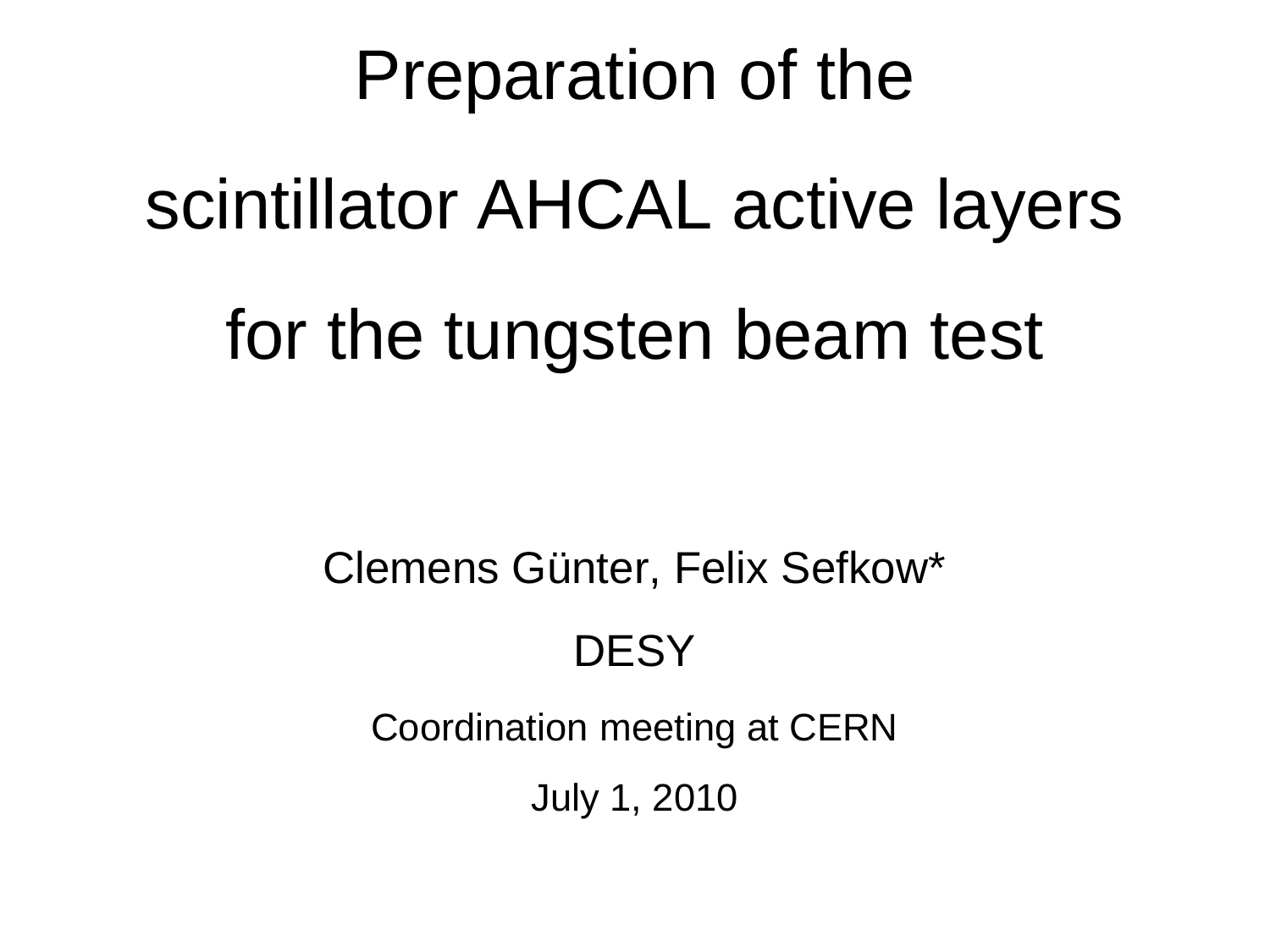# Preparation of the scintillator AHCAL active layers for the tungsten beam test

Clemens Günter, Felix Sefkow*

DESY

Coordination meeting at CERN

July 1, 2010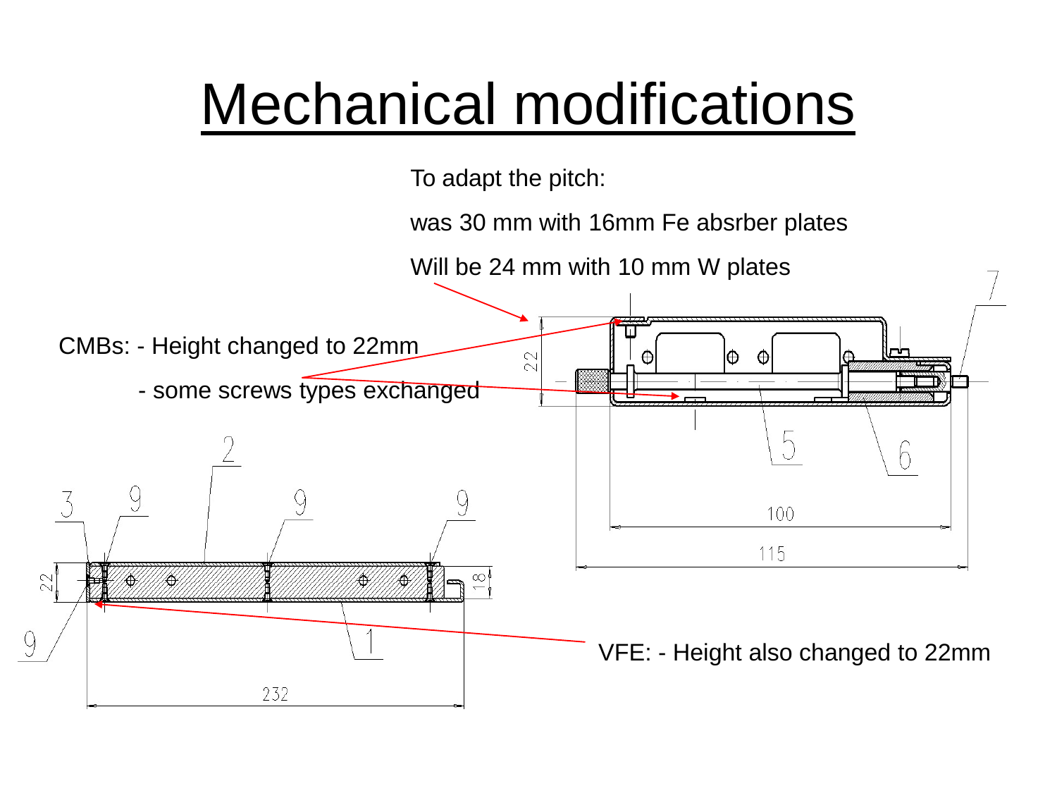# Mechanical modifications

To adapt the pitch:

was 30 mm with 16mm Fe absrber plates

Will be 24 mm with 10 mm W plates

CMBs: - Height changed to 22mm

- some screws types exchanged

VFE: - Height also changed to 22mm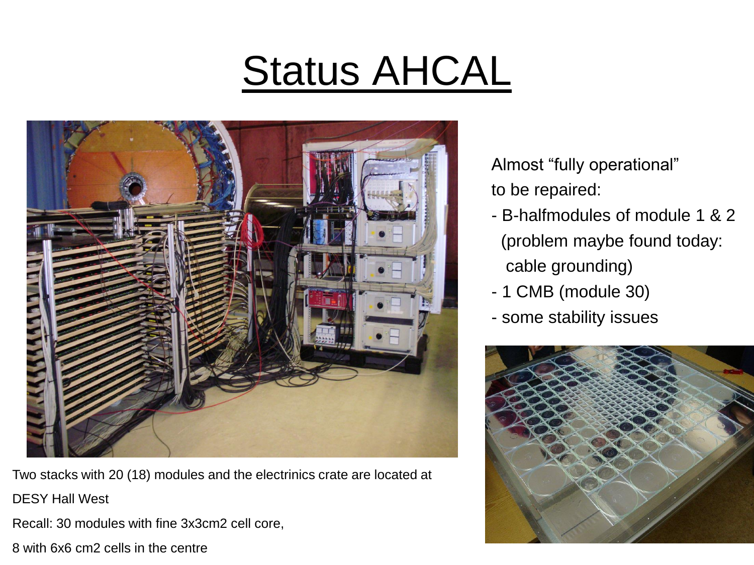# Status AHCAL

Almost "fully operational"

to be repaired:

- B-halfmodules of module 1 & 2 (problem maybe found today: cable grounding)
- 1 CMB (module 30)
- some stability issues

Two stacks with 20 (18) modules and the electrinics crate are located at DESY Hall West

Recall: 30 modules with fine 3x3cm2 cell core,

8 with 6x6 cm2 cells in the centre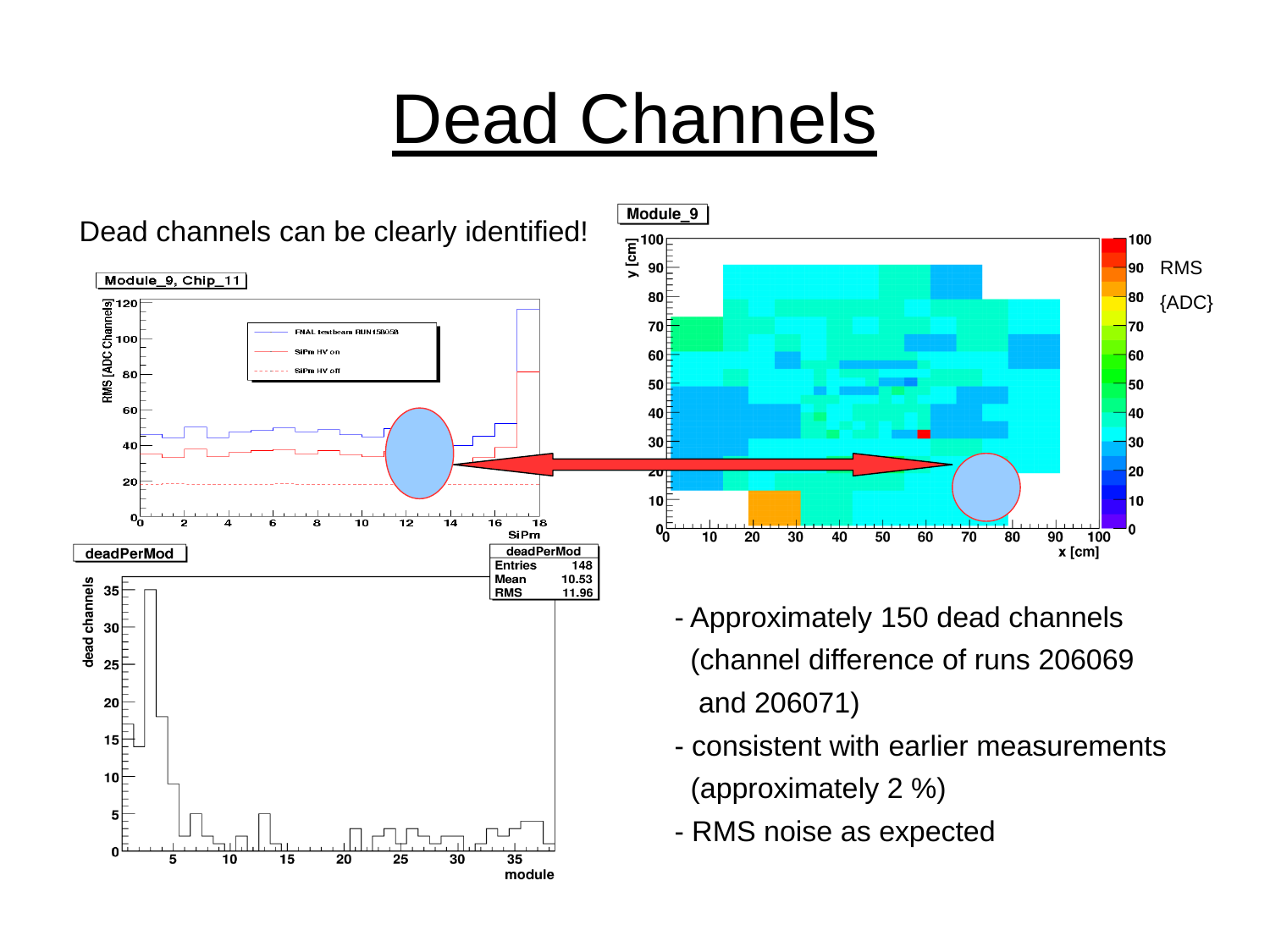# Dead Channels

Dead channels can be clearly identified!

- Approximately 150 dead channels (channel difference of runs 206069 and 206071)
- consistent with earlier measurements (approximately 2 %)
- RMS noise as expected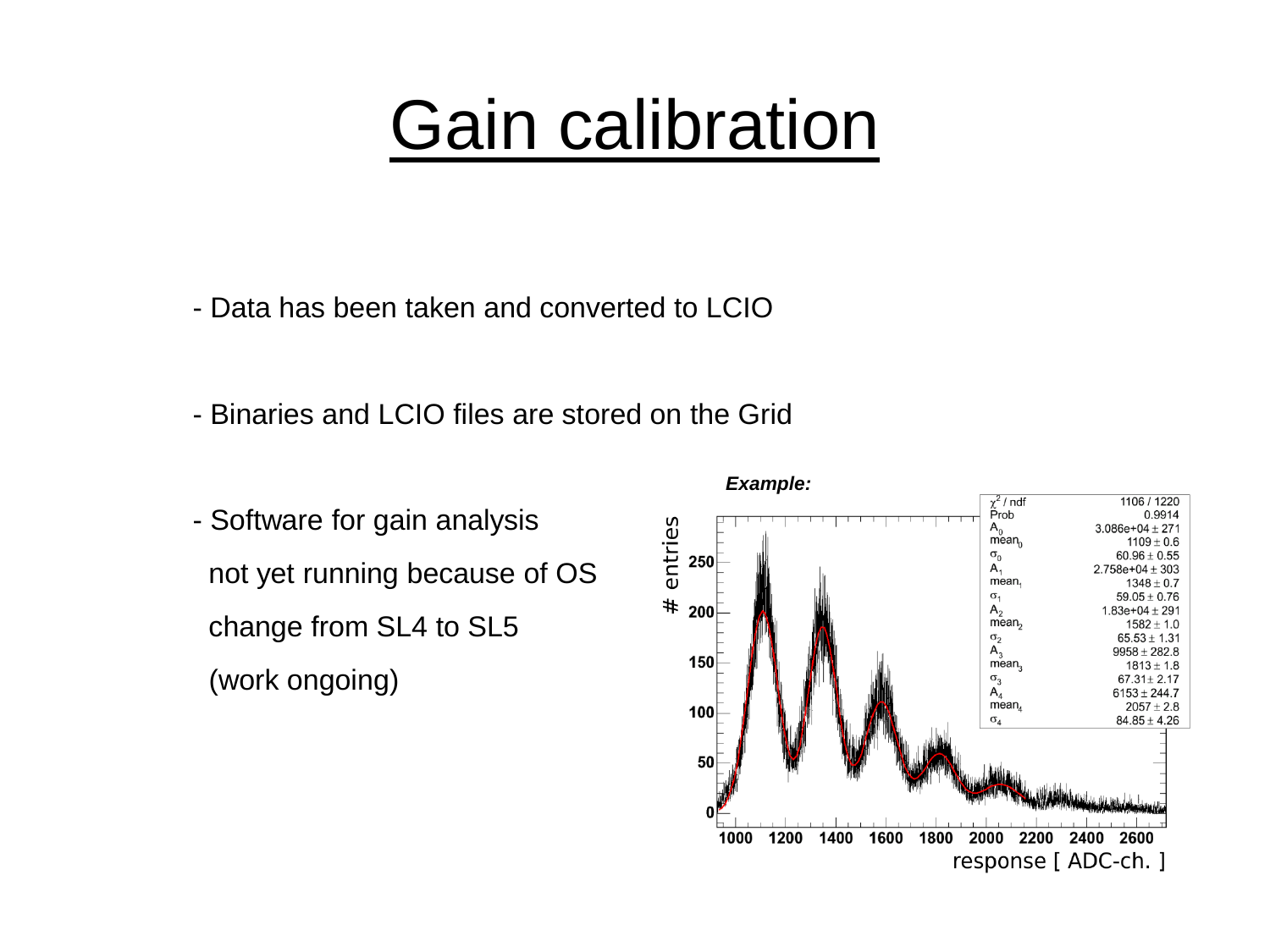# Gain calibration

- Data has been taken and converted to LCIO

- Binaries and LCIO files are stored on the Grid

- Software for gain analysis not yet running because of OS change from SL4 to SL5 (work ongoing)

***Example:***

| | |
|---|---|
| $\chi^2$ / ndf | 1106 / 1220 |
| Prob | 0.9914 |
| $A_0$ | 3.086e+04 ± 271 |
| $mean_0$ | 1109 ± 0.6 |
| $\sigma_0$ | 60.96 ± 0.55 |
| $A_1$ | 2.758e+04 ± 303 |
| $mean_1$ | 1348 ± 0.7 |
| $\sigma_1$ | 59.05 ± 0.76 |
| $A_2$ | 1.83e+04 ± 291 |
| $mean_2$ | 1582 ± 1.0 |
| $\sigma_2$ | 65.53 ± 1.31 |
| $A_3$ | 9958 ± 282.8 |
| $mean_3$ | 1813 ± 1.8 |
| $\sigma_3$ | 67.31 ± 2.17 |
| $A_4$ | 6153 ± 244.7 |
| $mean_4$ | 2057 ± 2.8 |
| $\sigma_4$ | 84.85 ± 4.26 |

# entries

response [ ADC-ch. ]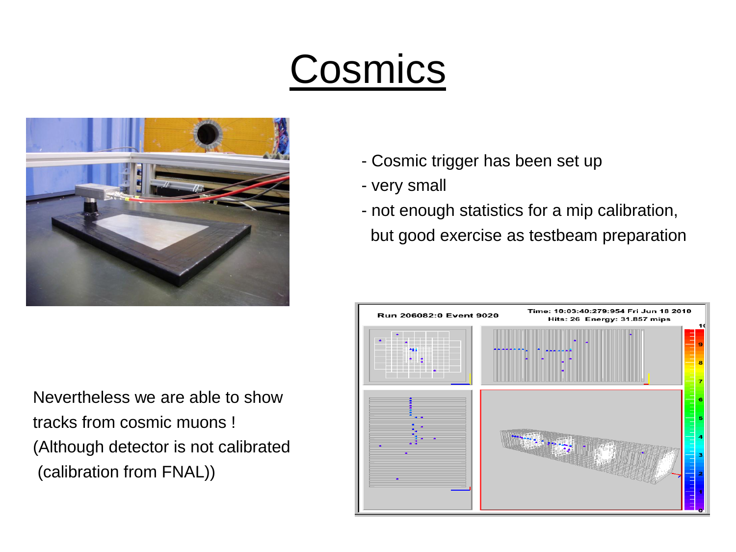# Cosmics

- Cosmic trigger has been set up
- very small
- not enough statistics for a mip calibration, but good exercise as testbeam preparation

Nevertheless we are able to show tracks from cosmic muons ! (Although detector is not calibrated (calibration from FNAL))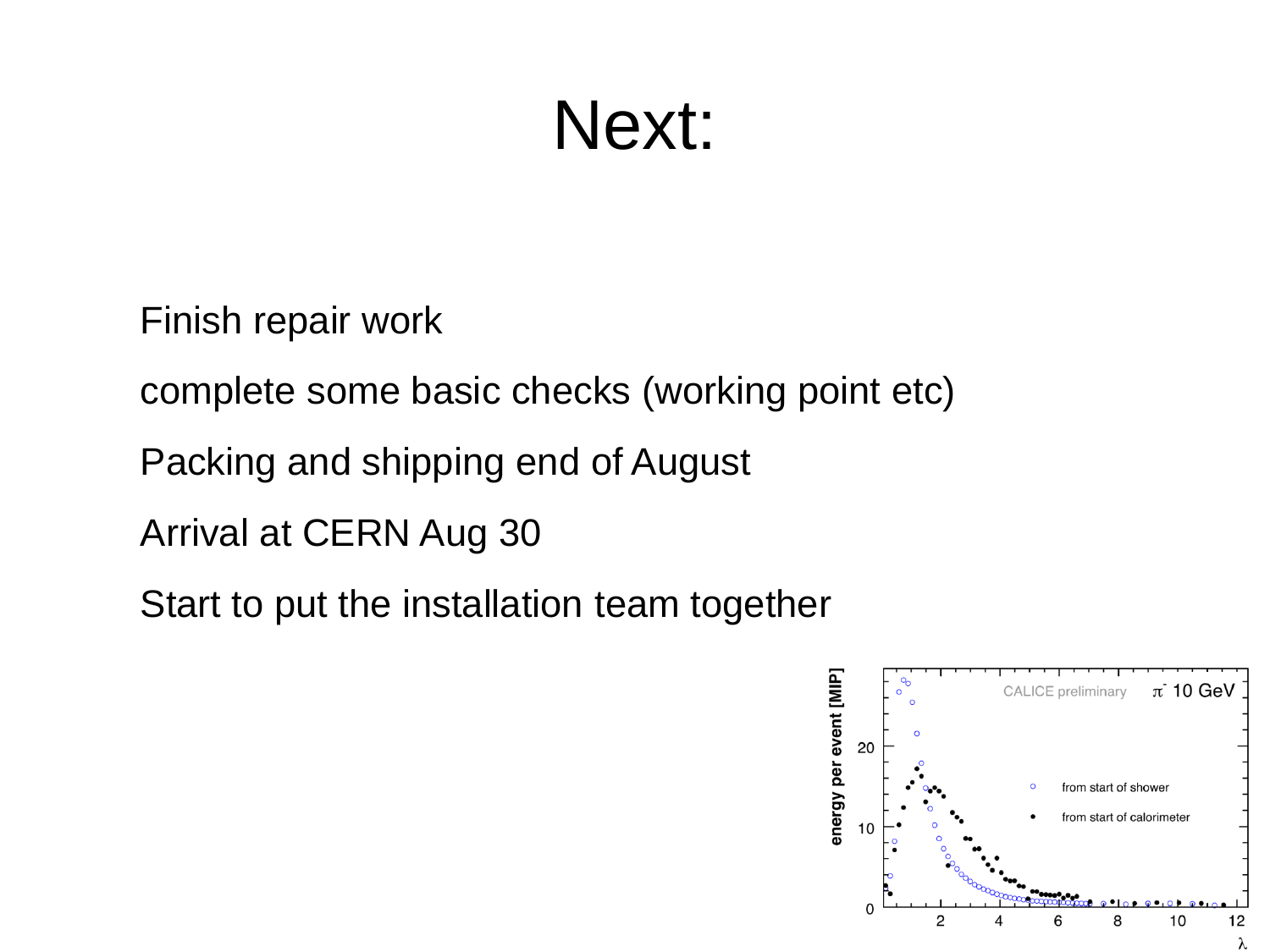# Next:

Finish repair work

complete some basic checks (working point etc)

Packing and shipping end of August

Arrival at CERN Aug 30

Start to put the installation team together

energy per event [MIP]

CALICE preliminary

$\pi^-$ 10 GeV

from start of shower

from start of calorimeter

0

10

20

2

4

6

8

10

12

$\lambda$